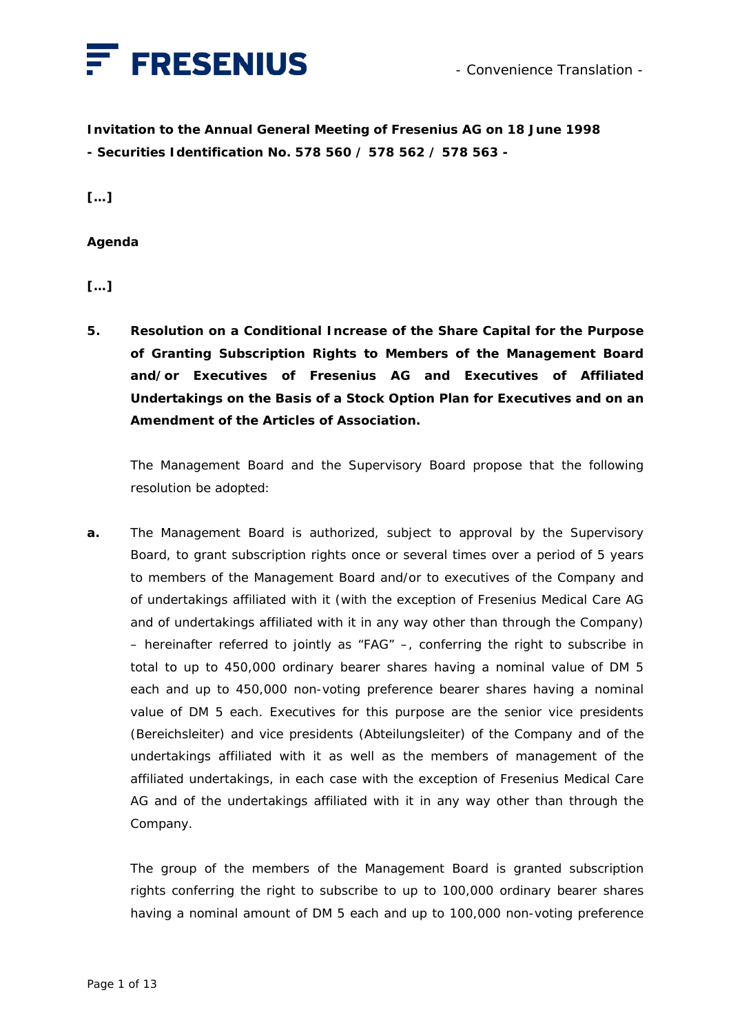- Convenience Translation -

**Invitation to the Annual General Meeting of Fresenius AG on 18 June 1998**
**- Securities Identification No. 578 560 / 578 562 / 578 563 -**

**[…]**

**Agenda**

**[…]**

**5. Resolution on a Conditional Increase of the Share Capital for the Purpose of Granting Subscription Rights to Members of the Management Board and/or Executives of Fresenius AG and Executives of Affiliated Undertakings on the Basis of a Stock Option Plan for Executives and on an Amendment of the Articles of Association.**

The Management Board and the Supervisory Board propose that the following resolution be adopted:

**a.** The Management Board is authorized, subject to approval by the Supervisory Board, to grant subscription rights once or several times over a period of 5 years to members of the Management Board and/or to executives of the Company and of undertakings affiliated with it (with the exception of Fresenius Medical Care AG and of undertakings affiliated with it in any way other than through the Company) – hereinafter referred to jointly as "FAG" –, conferring the right to subscribe in total to up to 450,000 ordinary bearer shares having a nominal value of DM 5 each and up to 450,000 non-voting preference bearer shares having a nominal value of DM 5 each. Executives for this purpose are the senior vice presidents (Bereichsleiter) and vice presidents (Abteilungsleiter) of the Company and of the undertakings affiliated with it as well as the members of management of the affiliated undertakings, in each case with the exception of Fresenius Medical Care AG and of the undertakings affiliated with it in any way other than through the Company.

The group of the members of the Management Board is granted subscription rights conferring the right to subscribe to up to 100,000 ordinary bearer shares having a nominal amount of DM 5 each and up to 100,000 non-voting preference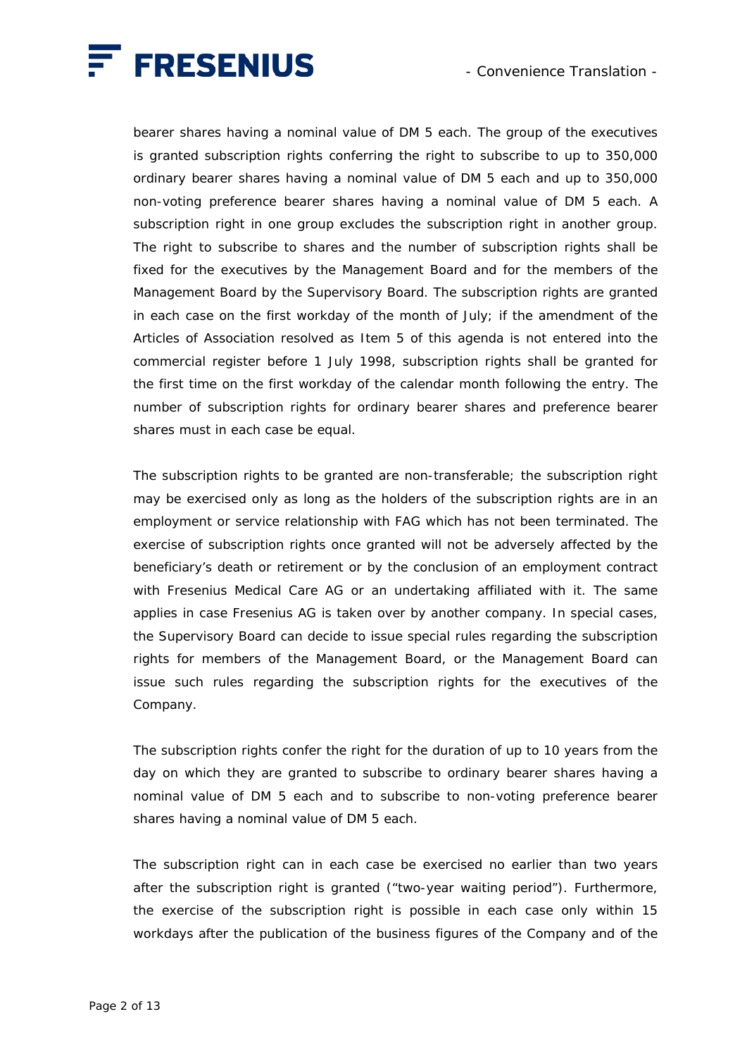bearer shares having a nominal value of DM 5 each. The group of the executives is granted subscription rights conferring the right to subscribe to up to 350,000 ordinary bearer shares having a nominal value of DM 5 each and up to 350,000 non-voting preference bearer shares having a nominal value of DM 5 each. A subscription right in one group excludes the subscription right in another group. The right to subscribe to shares and the number of subscription rights shall be fixed for the executives by the Management Board and for the members of the Management Board by the Supervisory Board. The subscription rights are granted in each case on the first workday of the month of July; if the amendment of the Articles of Association resolved as Item 5 of this agenda is not entered into the commercial register before 1 July 1998, subscription rights shall be granted for the first time on the first workday of the calendar month following the entry. The number of subscription rights for ordinary bearer shares and preference bearer shares must in each case be equal.

The subscription rights to be granted are non-transferable; the subscription right may be exercised only as long as the holders of the subscription rights are in an employment or service relationship with FAG which has not been terminated. The exercise of subscription rights once granted will not be adversely affected by the beneficiary's death or retirement or by the conclusion of an employment contract with Fresenius Medical Care AG or an undertaking affiliated with it. The same applies in case Fresenius AG is taken over by another company. In special cases, the Supervisory Board can decide to issue special rules regarding the subscription rights for members of the Management Board, or the Management Board can issue such rules regarding the subscription rights for the executives of the Company.

The subscription rights confer the right for the duration of up to 10 years from the day on which they are granted to subscribe to ordinary bearer shares having a nominal value of DM 5 each and to subscribe to non-voting preference bearer shares having a nominal value of DM 5 each.

The subscription right can in each case be exercised no earlier than two years after the subscription right is granted ("two-year waiting period"). Furthermore, the exercise of the subscription right is possible in each case only within 15 workdays after the publication of the business figures of the Company and of the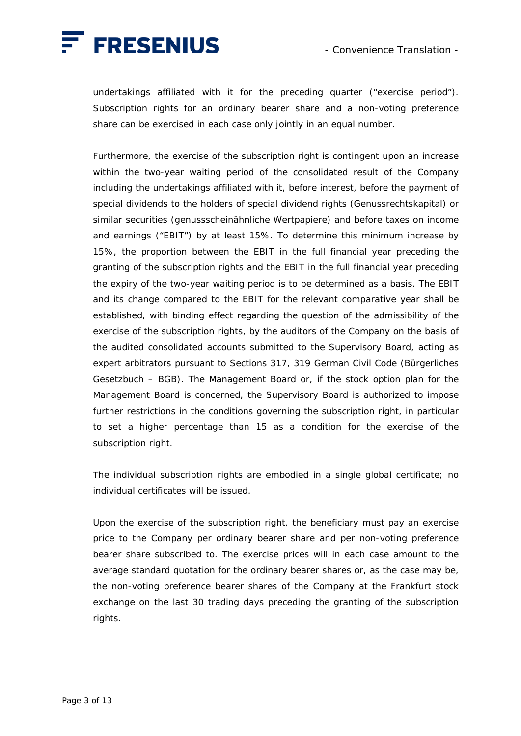undertakings affiliated with it for the preceding quarter (“exercise period”). Subscription rights for an ordinary bearer share and a non-voting preference share can be exercised in each case only jointly in an equal number.

Furthermore, the exercise of the subscription right is contingent upon an increase within the two-year waiting period of the consolidated result of the Company including the undertakings affiliated with it, before interest, before the payment of special dividends to the holders of special dividend rights (Genussrechtskapital) or similar securities (genussscheinähnliche Wertpapiere) and before taxes on income and earnings (“EBIT”) by at least 15%. To determine this minimum increase by 15%, the proportion between the EBIT in the full financial year preceding the granting of the subscription rights and the EBIT in the full financial year preceding the expiry of the two-year waiting period is to be determined as a basis. The EBIT and its change compared to the EBIT for the relevant comparative year shall be established, with binding effect regarding the question of the admissibility of the exercise of the subscription rights, by the auditors of the Company on the basis of the audited consolidated accounts submitted to the Supervisory Board, acting as expert arbitrators pursuant to Sections 317, 319 German Civil Code (Bürgerliches Gesetzbuch – BGB). The Management Board or, if the stock option plan for the Management Board is concerned, the Supervisory Board is authorized to impose further restrictions in the conditions governing the subscription right, in particular to set a higher percentage than 15 as a condition for the exercise of the subscription right.

The individual subscription rights are embodied in a single global certificate; no individual certificates will be issued.

Upon the exercise of the subscription right, the beneficiary must pay an exercise price to the Company per ordinary bearer share and per non-voting preference bearer share subscribed to. The exercise prices will in each case amount to the average standard quotation for the ordinary bearer shares or, as the case may be, the non-voting preference bearer shares of the Company at the Frankfurt stock exchange on the last 30 trading days preceding the granting of the subscription rights.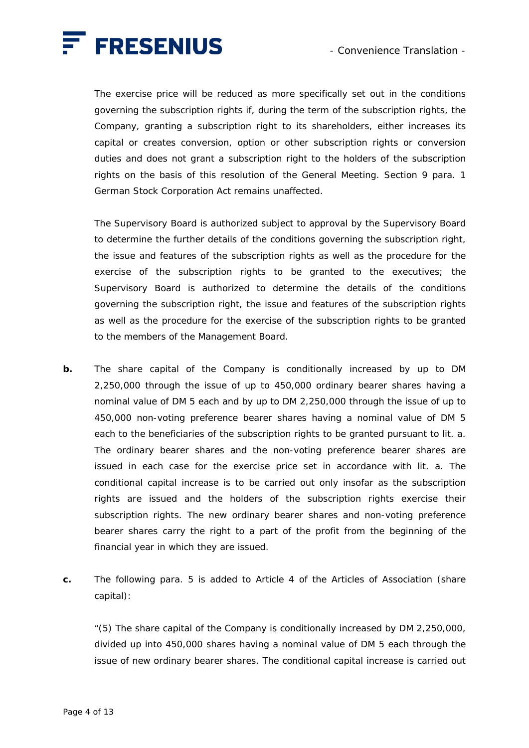The exercise price will be reduced as more specifically set out in the conditions governing the subscription rights if, during the term of the subscription rights, the Company, granting a subscription right to its shareholders, either increases its capital or creates conversion, option or other subscription rights or conversion duties and does not grant a subscription right to the holders of the subscription rights on the basis of this resolution of the General Meeting. Section 9 para. 1 German Stock Corporation Act remains unaffected.

The Supervisory Board is authorized subject to approval by the Supervisory Board to determine the further details of the conditions governing the subscription right, the issue and features of the subscription rights as well as the procedure for the exercise of the subscription rights to be granted to the executives; the Supervisory Board is authorized to determine the details of the conditions governing the subscription right, the issue and features of the subscription rights as well as the procedure for the exercise of the subscription rights to be granted to the members of the Management Board.

**b.** The share capital of the Company is conditionally increased by up to DM 2,250,000 through the issue of up to 450,000 ordinary bearer shares having a nominal value of DM 5 each and by up to DM 2,250,000 through the issue of up to 450,000 non-voting preference bearer shares having a nominal value of DM 5 each to the beneficiaries of the subscription rights to be granted pursuant to lit. a. The ordinary bearer shares and the non-voting preference bearer shares are issued in each case for the exercise price set in accordance with lit. a. The conditional capital increase is to be carried out only insofar as the subscription rights are issued and the holders of the subscription rights exercise their subscription rights. The new ordinary bearer shares and non-voting preference bearer shares carry the right to a part of the profit from the beginning of the financial year in which they are issued.

**c.** The following para. 5 is added to Article 4 of the Articles of Association (share capital):

"(5) The share capital of the Company is conditionally increased by DM 2,250,000, divided up into 450,000 shares having a nominal value of DM 5 each through the issue of new ordinary bearer shares. The conditional capital increase is carried out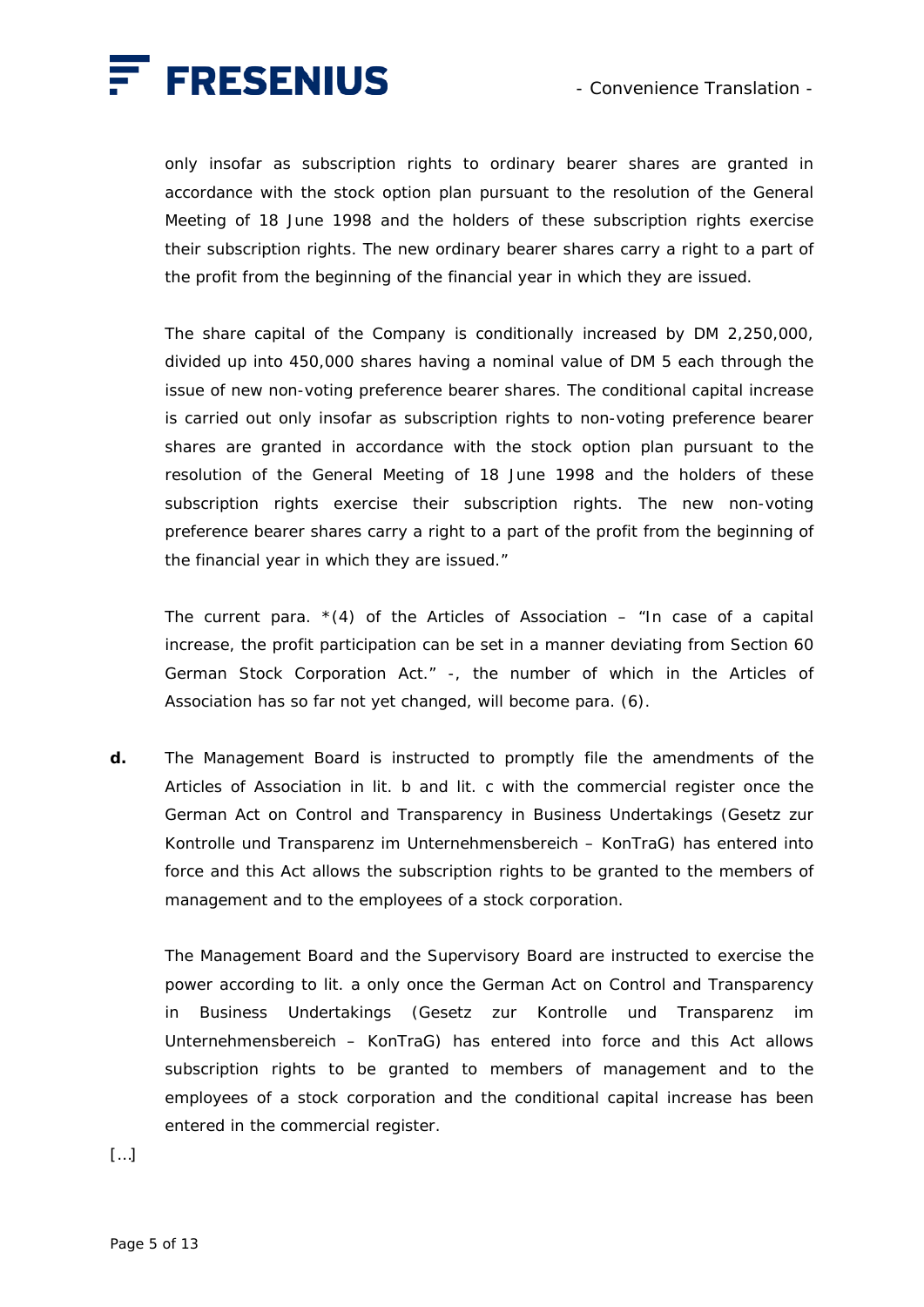only insofar as subscription rights to ordinary bearer shares are granted in accordance with the stock option plan pursuant to the resolution of the General Meeting of 18 June 1998 and the holders of these subscription rights exercise their subscription rights. The new ordinary bearer shares carry a right to a part of the profit from the beginning of the financial year in which they are issued.

The share capital of the Company is conditionally increased by DM 2,250,000, divided up into 450,000 shares having a nominal value of DM 5 each through the issue of new non-voting preference bearer shares. The conditional capital increase is carried out only insofar as subscription rights to non-voting preference bearer shares are granted in accordance with the stock option plan pursuant to the resolution of the General Meeting of 18 June 1998 and the holders of these subscription rights exercise their subscription rights. The new non-voting preference bearer shares carry a right to a part of the profit from the beginning of the financial year in which they are issued."

The current para. *(4) of the Articles of Association – "In case of a capital increase, the profit participation can be set in a manner deviating from Section 60 German Stock Corporation Act." -, the number of which in the Articles of Association has so far not yet changed, will become para. (6).

**d.** The Management Board is instructed to promptly file the amendments of the Articles of Association in lit. b and lit. c with the commercial register once the German Act on Control and Transparency in Business Undertakings (Gesetz zur Kontrolle und Transparenz im Unternehmensbereich – KonTraG) has entered into force and this Act allows the subscription rights to be granted to the members of management and to the employees of a stock corporation.

The Management Board and the Supervisory Board are instructed to exercise the power according to lit. a only once the German Act on Control and Transparency in Business Undertakings (Gesetz zur Kontrolle und Transparenz im Unternehmensbereich – KonTraG) has entered into force and this Act allows subscription rights to be granted to members of management and to the employees of a stock corporation and the conditional capital increase has been entered in the commercial register.

[…]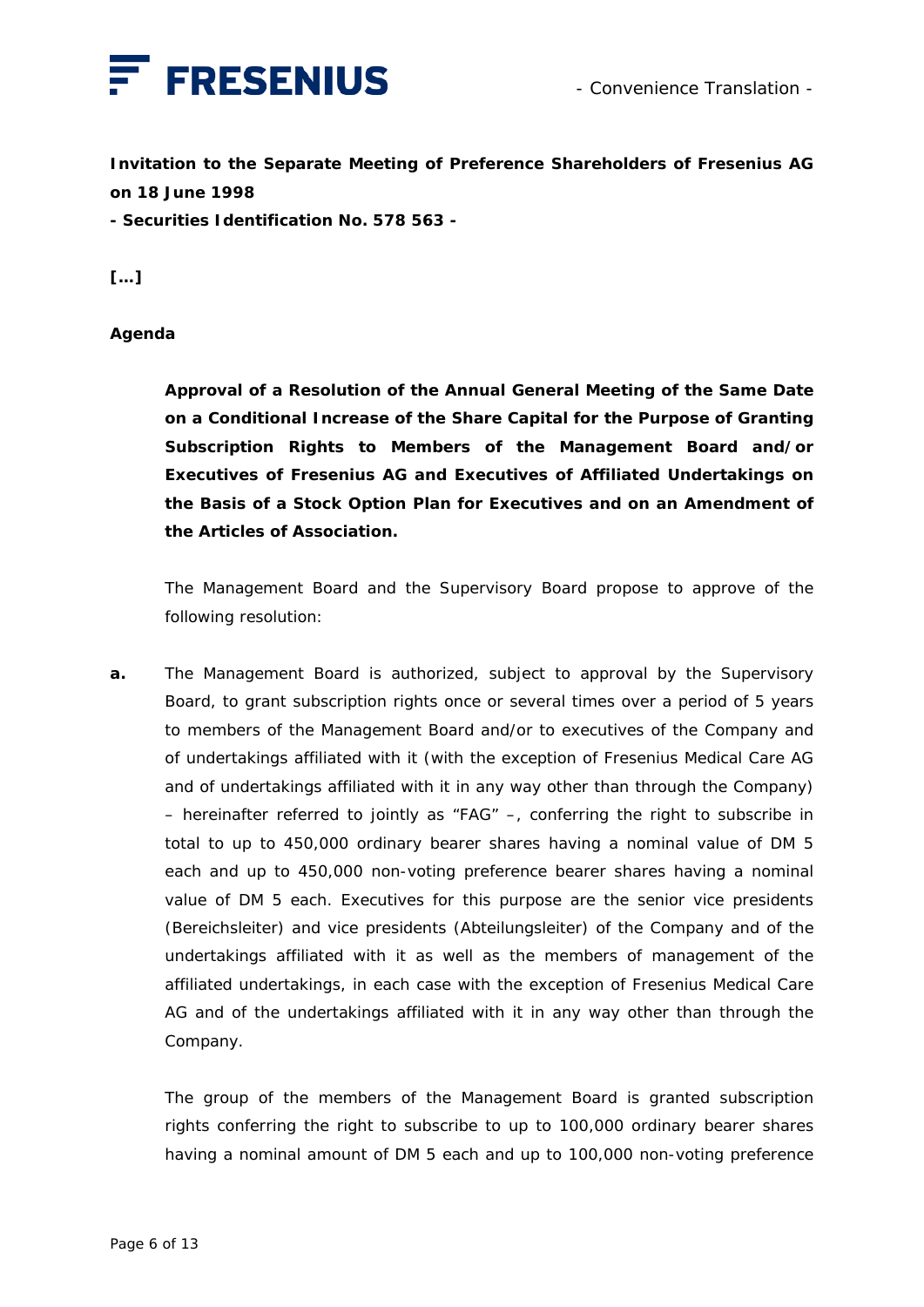- Convenience Translation -

**Invitation to the Separate Meeting of Preference Shareholders of Fresenius AG on 18 June 1998**
**- Securities Identification No. 578 563 -**

**[…]**

**Agenda**

**Approval of a Resolution of the Annual General Meeting of the Same Date on a Conditional Increase of the Share Capital for the Purpose of Granting Subscription Rights to Members of the Management Board and/or Executives of Fresenius AG and Executives of Affiliated Undertakings on the Basis of a Stock Option Plan for Executives and on an Amendment of the Articles of Association.**

The Management Board and the Supervisory Board propose to approve of the following resolution:

**a.** The Management Board is authorized, subject to approval by the Supervisory Board, to grant subscription rights once or several times over a period of 5 years to members of the Management Board and/or to executives of the Company and of undertakings affiliated with it (with the exception of Fresenius Medical Care AG and of undertakings affiliated with it in any way other than through the Company) – hereinafter referred to jointly as "FAG" –, conferring the right to subscribe in total to up to 450,000 ordinary bearer shares having a nominal value of DM 5 each and up to 450,000 non-voting preference bearer shares having a nominal value of DM 5 each. Executives for this purpose are the senior vice presidents (Bereichsleiter) and vice presidents (Abteilungsleiter) of the Company and of the undertakings affiliated with it as well as the members of management of the affiliated undertakings, in each case with the exception of Fresenius Medical Care AG and of the undertakings affiliated with it in any way other than through the Company.

The group of the members of the Management Board is granted subscription rights conferring the right to subscribe to up to 100,000 ordinary bearer shares having a nominal amount of DM 5 each and up to 100,000 non-voting preference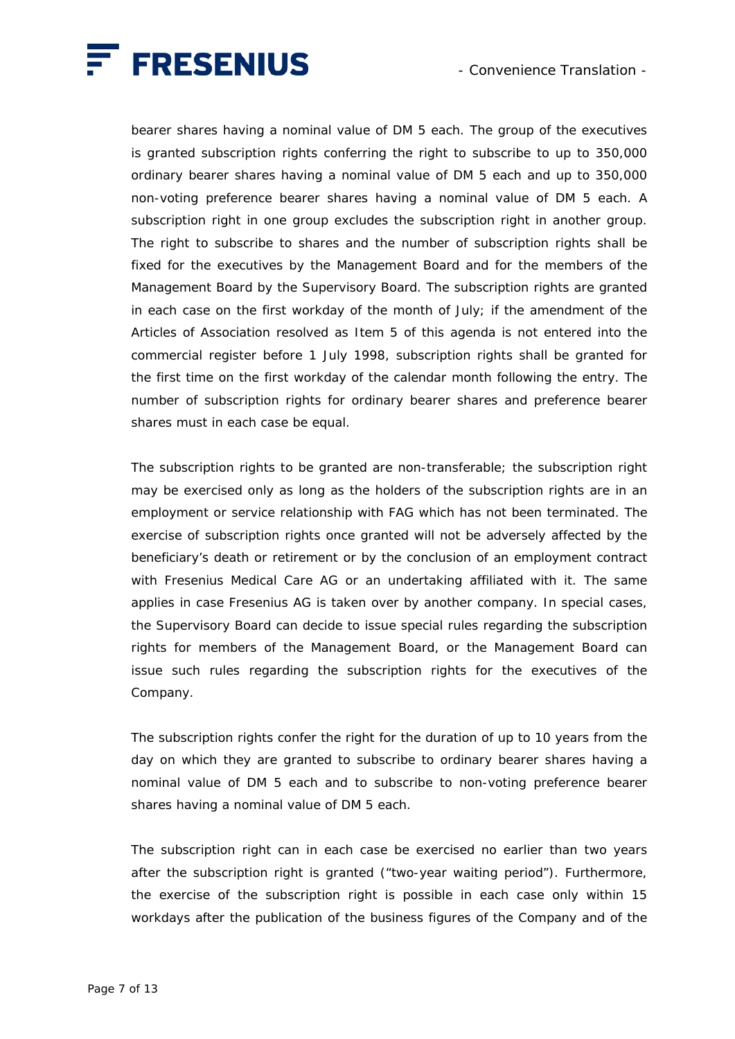bearer shares having a nominal value of DM 5 each. The group of the executives is granted subscription rights conferring the right to subscribe to up to 350,000 ordinary bearer shares having a nominal value of DM 5 each and up to 350,000 non-voting preference bearer shares having a nominal value of DM 5 each. A subscription right in one group excludes the subscription right in another group. The right to subscribe to shares and the number of subscription rights shall be fixed for the executives by the Management Board and for the members of the Management Board by the Supervisory Board. The subscription rights are granted in each case on the first workday of the month of July; if the amendment of the Articles of Association resolved as Item 5 of this agenda is not entered into the commercial register before 1 July 1998, subscription rights shall be granted for the first time on the first workday of the calendar month following the entry. The number of subscription rights for ordinary bearer shares and preference bearer shares must in each case be equal.

The subscription rights to be granted are non-transferable; the subscription right may be exercised only as long as the holders of the subscription rights are in an employment or service relationship with FAG which has not been terminated. The exercise of subscription rights once granted will not be adversely affected by the beneficiary's death or retirement or by the conclusion of an employment contract with Fresenius Medical Care AG or an undertaking affiliated with it. The same applies in case Fresenius AG is taken over by another company. In special cases, the Supervisory Board can decide to issue special rules regarding the subscription rights for members of the Management Board, or the Management Board can issue such rules regarding the subscription rights for the executives of the Company.

The subscription rights confer the right for the duration of up to 10 years from the day on which they are granted to subscribe to ordinary bearer shares having a nominal value of DM 5 each and to subscribe to non-voting preference bearer shares having a nominal value of DM 5 each.

The subscription right can in each case be exercised no earlier than two years after the subscription right is granted ("two-year waiting period"). Furthermore, the exercise of the subscription right is possible in each case only within 15 workdays after the publication of the business figures of the Company and of the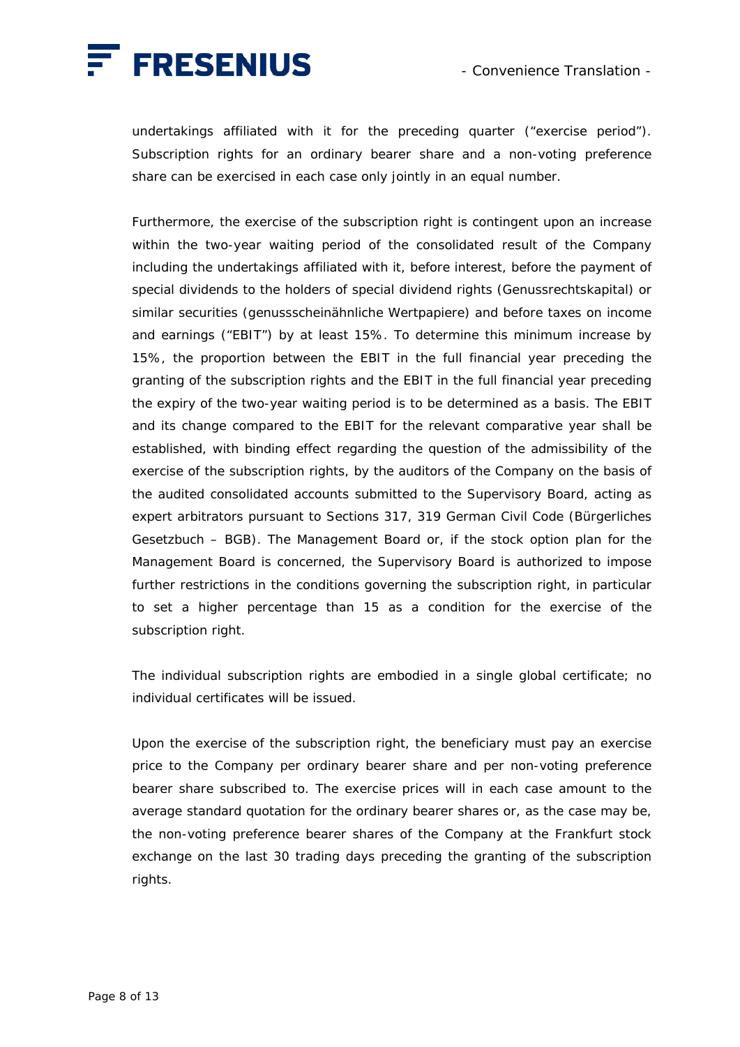undertakings affiliated with it for the preceding quarter ("exercise period"). Subscription rights for an ordinary bearer share and a non-voting preference share can be exercised in each case only jointly in an equal number.

Furthermore, the exercise of the subscription right is contingent upon an increase within the two-year waiting period of the consolidated result of the Company including the undertakings affiliated with it, before interest, before the payment of special dividends to the holders of special dividend rights (Genussrechtskapital) or similar securities (genussscheinähnliche Wertpapiere) and before taxes on income and earnings ("EBIT") by at least 15%. To determine this minimum increase by 15%, the proportion between the EBIT in the full financial year preceding the granting of the subscription rights and the EBIT in the full financial year preceding the expiry of the two-year waiting period is to be determined as a basis. The EBIT and its change compared to the EBIT for the relevant comparative year shall be established, with binding effect regarding the question of the admissibility of the exercise of the subscription rights, by the auditors of the Company on the basis of the audited consolidated accounts submitted to the Supervisory Board, acting as expert arbitrators pursuant to Sections 317, 319 German Civil Code (Bürgerliches Gesetzbuch – BGB). The Management Board or, if the stock option plan for the Management Board is concerned, the Supervisory Board is authorized to impose further restrictions in the conditions governing the subscription right, in particular to set a higher percentage than 15 as a condition for the exercise of the subscription right.

The individual subscription rights are embodied in a single global certificate; no individual certificates will be issued.

Upon the exercise of the subscription right, the beneficiary must pay an exercise price to the Company per ordinary bearer share and per non-voting preference bearer share subscribed to. The exercise prices will in each case amount to the average standard quotation for the ordinary bearer shares or, as the case may be, the non-voting preference bearer shares of the Company at the Frankfurt stock exchange on the last 30 trading days preceding the granting of the subscription rights.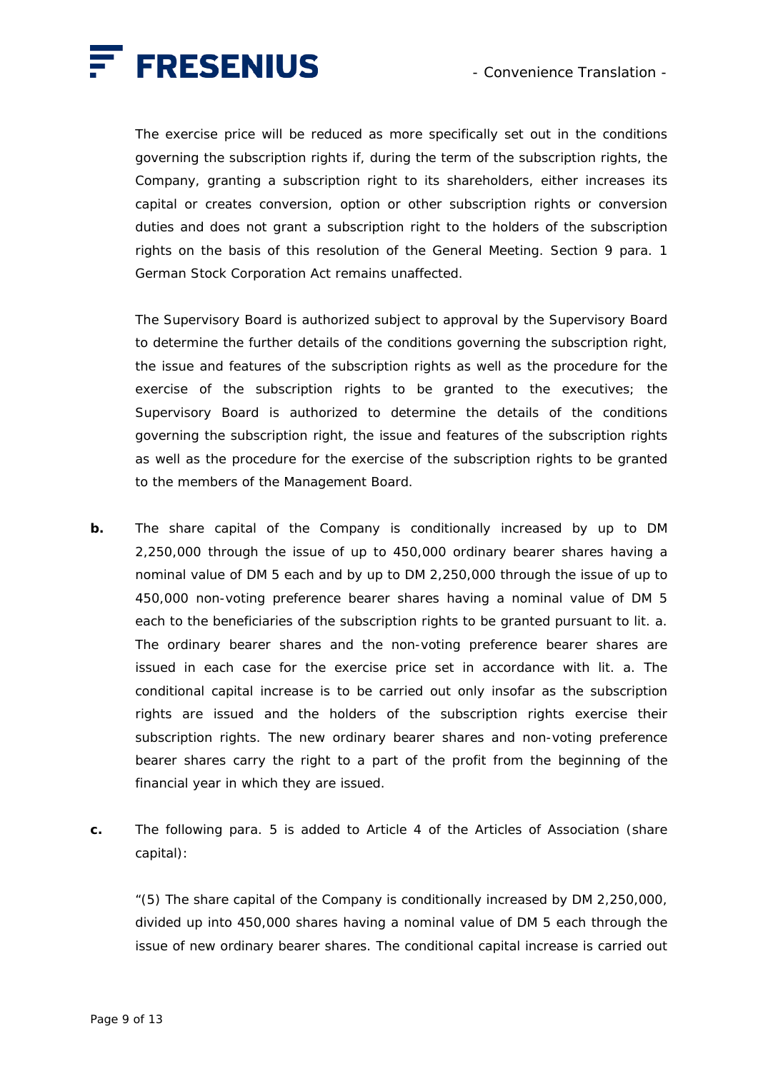The exercise price will be reduced as more specifically set out in the conditions governing the subscription rights if, during the term of the subscription rights, the Company, granting a subscription right to its shareholders, either increases its capital or creates conversion, option or other subscription rights or conversion duties and does not grant a subscription right to the holders of the subscription rights on the basis of this resolution of the General Meeting. Section 9 para. 1 German Stock Corporation Act remains unaffected.

The Supervisory Board is authorized subject to approval by the Supervisory Board to determine the further details of the conditions governing the subscription right, the issue and features of the subscription rights as well as the procedure for the exercise of the subscription rights to be granted to the executives; the Supervisory Board is authorized to determine the details of the conditions governing the subscription right, the issue and features of the subscription rights as well as the procedure for the exercise of the subscription rights to be granted to the members of the Management Board.

**b.** The share capital of the Company is conditionally increased by up to DM 2,250,000 through the issue of up to 450,000 ordinary bearer shares having a nominal value of DM 5 each and by up to DM 2,250,000 through the issue of up to 450,000 non-voting preference bearer shares having a nominal value of DM 5 each to the beneficiaries of the subscription rights to be granted pursuant to lit. a. The ordinary bearer shares and the non-voting preference bearer shares are issued in each case for the exercise price set in accordance with lit. a. The conditional capital increase is to be carried out only insofar as the subscription rights are issued and the holders of the subscription rights exercise their subscription rights. The new ordinary bearer shares and non-voting preference bearer shares carry the right to a part of the profit from the beginning of the financial year in which they are issued.

**c.** The following para. 5 is added to Article 4 of the Articles of Association (share capital):

"(5) The share capital of the Company is conditionally increased by DM 2,250,000, divided up into 450,000 shares having a nominal value of DM 5 each through the issue of new ordinary bearer shares. The conditional capital increase is carried out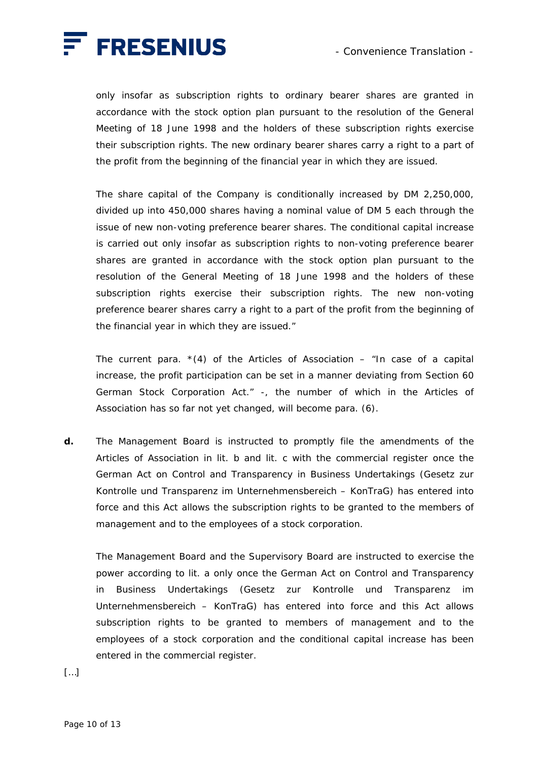only insofar as subscription rights to ordinary bearer shares are granted in accordance with the stock option plan pursuant to the resolution of the General Meeting of 18 June 1998 and the holders of these subscription rights exercise their subscription rights. The new ordinary bearer shares carry a right to a part of the profit from the beginning of the financial year in which they are issued.

The share capital of the Company is conditionally increased by DM 2,250,000, divided up into 450,000 shares having a nominal value of DM 5 each through the issue of new non-voting preference bearer shares. The conditional capital increase is carried out only insofar as subscription rights to non-voting preference bearer shares are granted in accordance with the stock option plan pursuant to the resolution of the General Meeting of 18 June 1998 and the holders of these subscription rights exercise their subscription rights. The new non-voting preference bearer shares carry a right to a part of the profit from the beginning of the financial year in which they are issued."

The current para. *(4) of the Articles of Association – "In case of a capital increase, the profit participation can be set in a manner deviating from Section 60 German Stock Corporation Act." -, the number of which in the Articles of Association has so far not yet changed, will become para. (6).

**d.** The Management Board is instructed to promptly file the amendments of the Articles of Association in lit. b and lit. c with the commercial register once the German Act on Control and Transparency in Business Undertakings (Gesetz zur Kontrolle und Transparenz im Unternehmensbereich – KonTraG) has entered into force and this Act allows the subscription rights to be granted to the members of management and to the employees of a stock corporation.

The Management Board and the Supervisory Board are instructed to exercise the power according to lit. a only once the German Act on Control and Transparency in Business Undertakings (Gesetz zur Kontrolle und Transparenz im Unternehmensbereich – KonTraG) has entered into force and this Act allows subscription rights to be granted to members of management and to the employees of a stock corporation and the conditional capital increase has been entered in the commercial register.

[…]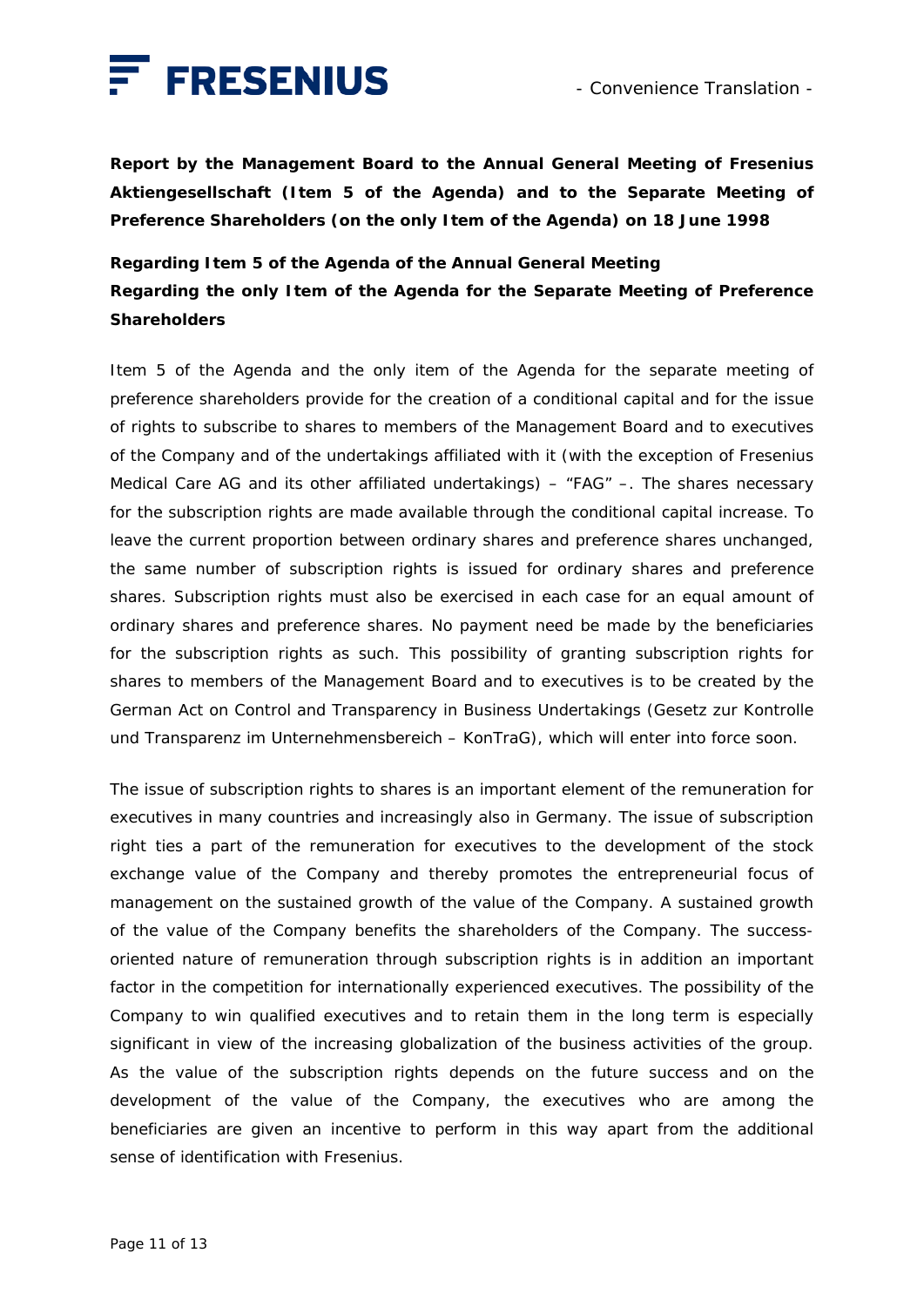**Report by the Management Board to the Annual General Meeting of Fresenius Aktiengesellschaft (Item 5 of the Agenda) and to the Separate Meeting of Preference Shareholders (on the only Item of the Agenda) on 18 June 1998**

**Regarding Item 5 of the Agenda of the Annual General Meeting**
**Regarding the only Item of the Agenda for the Separate Meeting of Preference Shareholders**

Item 5 of the Agenda and the only item of the Agenda for the separate meeting of preference shareholders provide for the creation of a conditional capital and for the issue of rights to subscribe to shares to members of the Management Board and to executives of the Company and of the undertakings affiliated with it (with the exception of Fresenius Medical Care AG and its other affiliated undertakings) – "FAG" –. The shares necessary for the subscription rights are made available through the conditional capital increase. To leave the current proportion between ordinary shares and preference shares unchanged, the same number of subscription rights is issued for ordinary shares and preference shares. Subscription rights must also be exercised in each case for an equal amount of ordinary shares and preference shares. No payment need be made by the beneficiaries for the subscription rights as such. This possibility of granting subscription rights for shares to members of the Management Board and to executives is to be created by the German Act on Control and Transparency in Business Undertakings (Gesetz zur Kontrolle und Transparenz im Unternehmensbereich – KonTraG), which will enter into force soon.

The issue of subscription rights to shares is an important element of the remuneration for executives in many countries and increasingly also in Germany. The issue of subscription right ties a part of the remuneration for executives to the development of the stock exchange value of the Company and thereby promotes the entrepreneurial focus of management on the sustained growth of the value of the Company. A sustained growth of the value of the Company benefits the shareholders of the Company. The success-oriented nature of remuneration through subscription rights is in addition an important factor in the competition for internationally experienced executives. The possibility of the Company to win qualified executives and to retain them in the long term is especially significant in view of the increasing globalization of the business activities of the group. As the value of the subscription rights depends on the future success and on the development of the value of the Company, the executives who are among the beneficiaries are given an incentive to perform in this way apart from the additional sense of identification with Fresenius.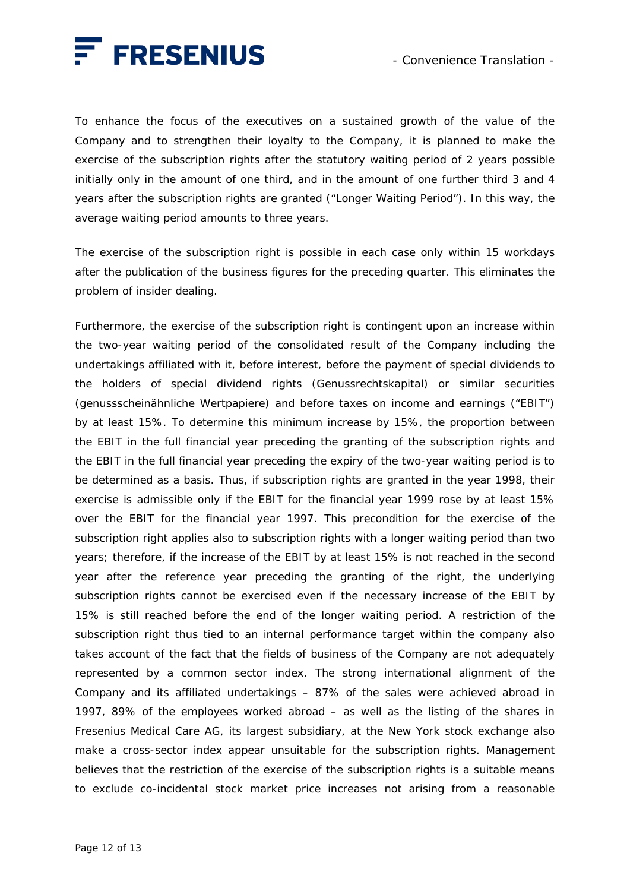To enhance the focus of the executives on a sustained growth of the value of the Company and to strengthen their loyalty to the Company, it is planned to make the exercise of the subscription rights after the statutory waiting period of 2 years possible initially only in the amount of one third, and in the amount of one further third 3 and 4 years after the subscription rights are granted ("Longer Waiting Period"). In this way, the average waiting period amounts to three years.

The exercise of the subscription right is possible in each case only within 15 workdays after the publication of the business figures for the preceding quarter. This eliminates the problem of insider dealing.

Furthermore, the exercise of the subscription right is contingent upon an increase within the two-year waiting period of the consolidated result of the Company including the undertakings affiliated with it, before interest, before the payment of special dividends to the holders of special dividend rights (Genussrechtskapital) or similar securities (genussscheinähnliche Wertpapiere) and before taxes on income and earnings ("EBIT") by at least 15%. To determine this minimum increase by 15%, the proportion between the EBIT in the full financial year preceding the granting of the subscription rights and the EBIT in the full financial year preceding the expiry of the two-year waiting period is to be determined as a basis. Thus, if subscription rights are granted in the year 1998, their exercise is admissible only if the EBIT for the financial year 1999 rose by at least 15% over the EBIT for the financial year 1997. This precondition for the exercise of the subscription right applies also to subscription rights with a longer waiting period than two years; therefore, if the increase of the EBIT by at least 15% is not reached in the second year after the reference year preceding the granting of the right, the underlying subscription rights cannot be exercised even if the necessary increase of the EBIT by 15% is still reached before the end of the longer waiting period. A restriction of the subscription right thus tied to an internal performance target within the company also takes account of the fact that the fields of business of the Company are not adequately represented by a common sector index. The strong international alignment of the Company and its affiliated undertakings – 87% of the sales were achieved abroad in 1997, 89% of the employees worked abroad – as well as the listing of the shares in Fresenius Medical Care AG, its largest subsidiary, at the New York stock exchange also make a cross-sector index appear unsuitable for the subscription rights. Management believes that the restriction of the exercise of the subscription rights is a suitable means to exclude co-incidental stock market price increases not arising from a reasonable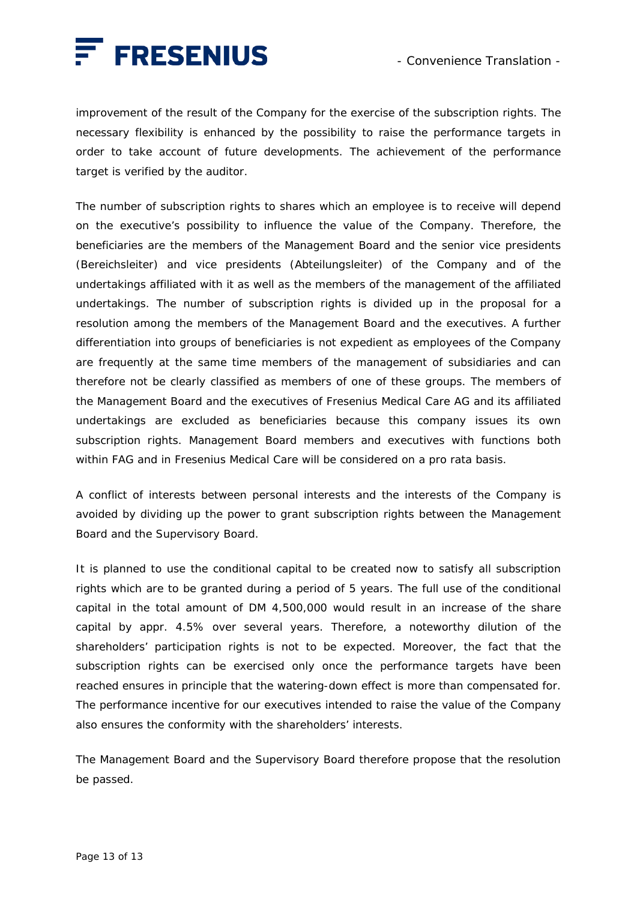improvement of the result of the Company for the exercise of the subscription rights. The necessary flexibility is enhanced by the possibility to raise the performance targets in order to take account of future developments. The achievement of the performance target is verified by the auditor.

The number of subscription rights to shares which an employee is to receive will depend on the executive's possibility to influence the value of the Company. Therefore, the beneficiaries are the members of the Management Board and the senior vice presidents (Bereichsleiter) and vice presidents (Abteilungsleiter) of the Company and of the undertakings affiliated with it as well as the members of the management of the affiliated undertakings. The number of subscription rights is divided up in the proposal for a resolution among the members of the Management Board and the executives. A further differentiation into groups of beneficiaries is not expedient as employees of the Company are frequently at the same time members of the management of subsidiaries and can therefore not be clearly classified as members of one of these groups. The members of the Management Board and the executives of Fresenius Medical Care AG and its affiliated undertakings are excluded as beneficiaries because this company issues its own subscription rights. Management Board members and executives with functions both within FAG and in Fresenius Medical Care will be considered on a pro rata basis.

A conflict of interests between personal interests and the interests of the Company is avoided by dividing up the power to grant subscription rights between the Management Board and the Supervisory Board.

It is planned to use the conditional capital to be created now to satisfy all subscription rights which are to be granted during a period of 5 years. The full use of the conditional capital in the total amount of DM 4,500,000 would result in an increase of the share capital by appr. 4.5% over several years. Therefore, a noteworthy dilution of the shareholders' participation rights is not to be expected. Moreover, the fact that the subscription rights can be exercised only once the performance targets have been reached ensures in principle that the watering-down effect is more than compensated for. The performance incentive for our executives intended to raise the value of the Company also ensures the conformity with the shareholders' interests.

The Management Board and the Supervisory Board therefore propose that the resolution be passed.